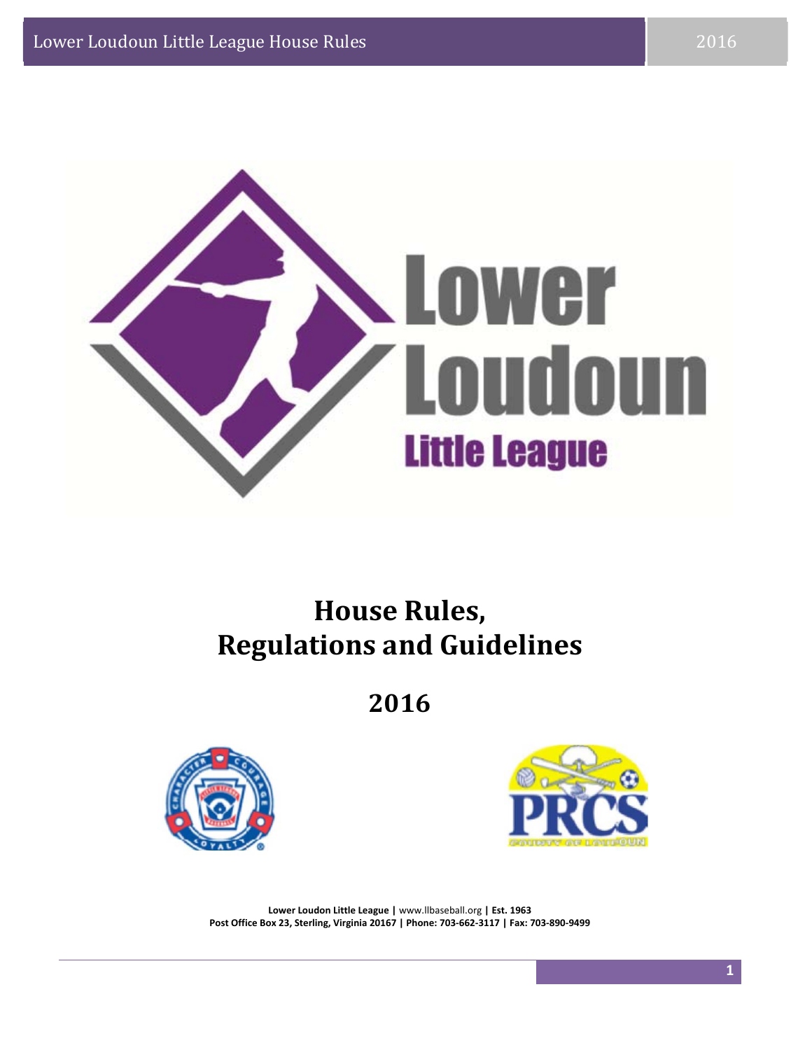# House Rules, Regulations and Guidelines

## 2016

**Lower Loudon Little League |** www.llbaseball.org **| Est. 1963**
**Post Office Box 23, Sterling, Virginia 20167 | Phone: 703-662-3117 | Fax: 703-890-9499**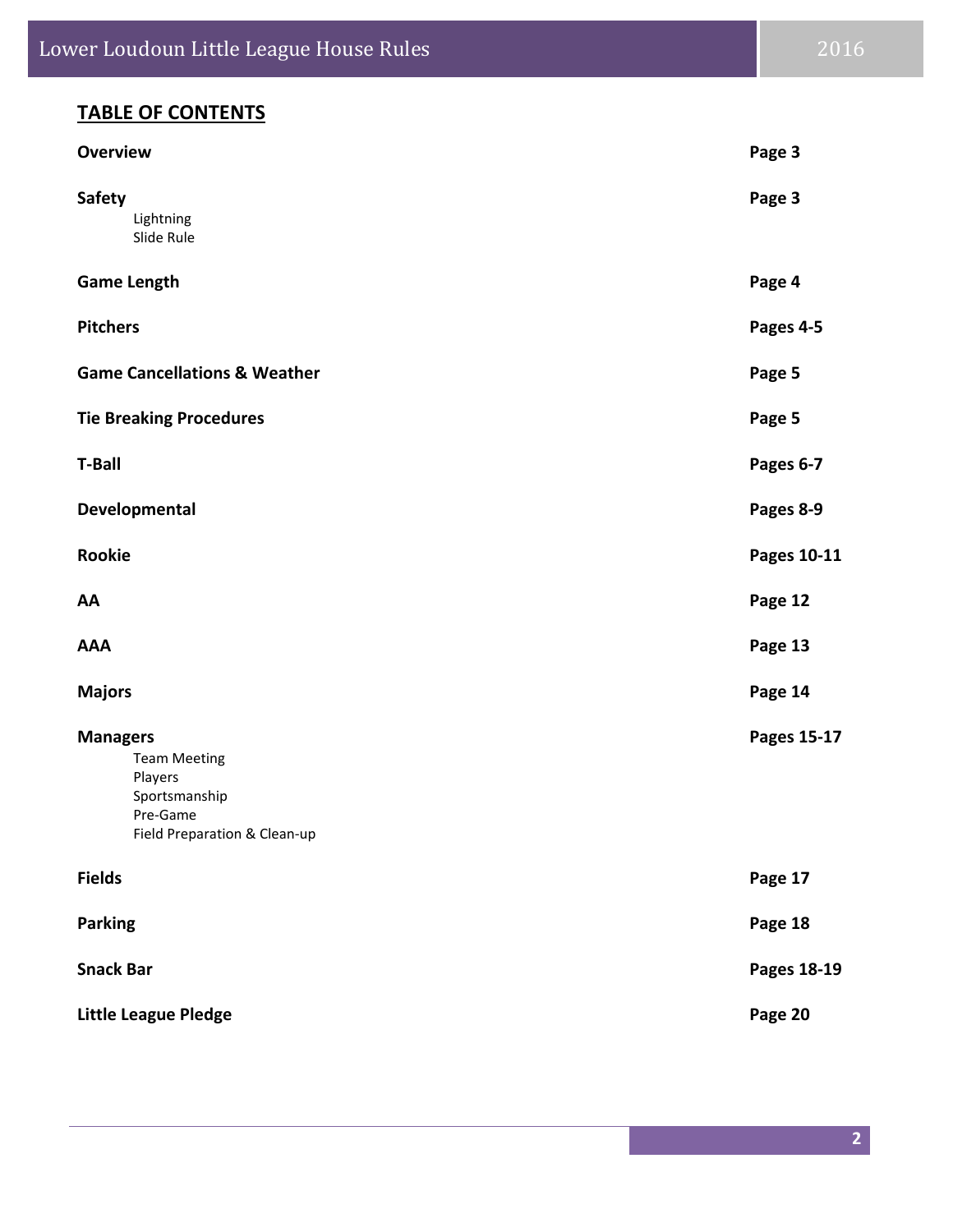## TABLE OF CONTENTS

| | |
|---|---|
| **Overview** | **Page 3** |
| **Safety**<br>Lightning<br>Slide Rule | **Page 3** |
| **Game Length** | **Page 4** |
| **Pitchers** | **Pages 4-5** |
| **Game Cancellations & Weather** | **Page 5** |
| **Tie Breaking Procedures** | **Page 5** |
| **T-Ball** | **Pages 6-7** |
| **Developmental** | **Pages 8-9** |
| **Rookie** | **Pages 10-11** |
| **AA** | **Page 12** |
| **AAA** | **Page 13** |
| **Majors** | **Page 14** |
| **Managers**<br>Team Meeting<br>Players<br>Sportsmanship<br>Pre-Game<br>Field Preparation & Clean-up | **Pages 15-17** |
| **Fields** | **Page 17** |
| **Parking** | **Page 18** |
| **Snack Bar** | **Pages 18-19** |
| **Little League Pledge** | **Page 20** |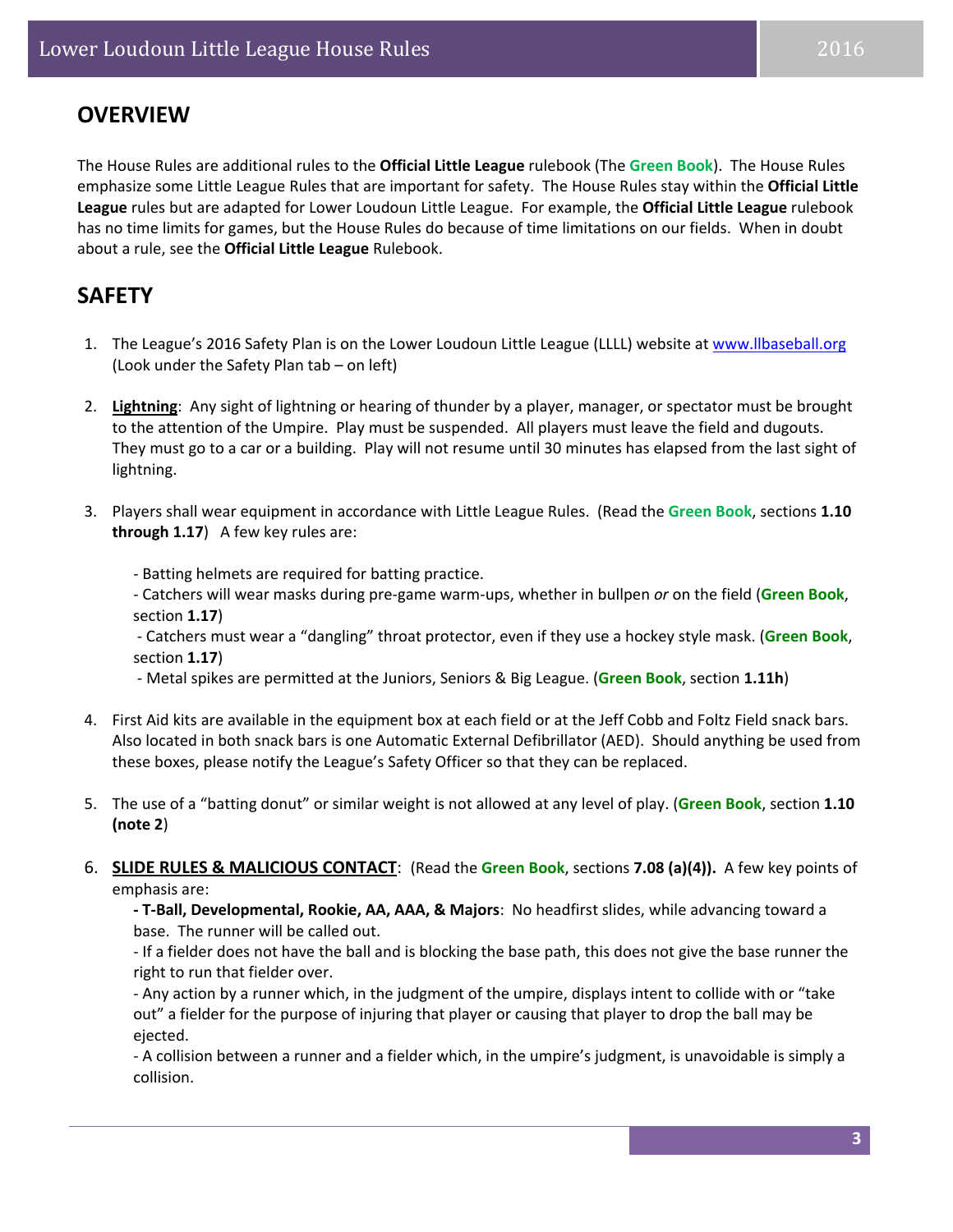## OVERVIEW

The House Rules are additional rules to the **Official Little League** rulebook (The **Green Book**). The House Rules emphasize some Little League Rules that are important for safety. The House Rules stay within the **Official Little League** rules but are adapted for Lower Loudoun Little League. For example, the **Official Little League** rulebook has no time limits for games, but the House Rules do because of time limitations on our fields. When in doubt about a rule, see the **Official Little League** Rulebook.

## SAFETY

1. The League's 2016 Safety Plan is on the Lower Loudoun Little League (LLLL) website at www.llbaseball.org (Look under the Safety Plan tab – on left)

2. **Lightning**: Any sight of lightning or hearing of thunder by a player, manager, or spectator must be brought to the attention of the Umpire. Play must be suspended. All players must leave the field and dugouts. They must go to a car or a building. Play will not resume until 30 minutes has elapsed from the last sight of lightning.

3. Players shall wear equipment in accordance with Little League Rules. (Read the **Green Book**, sections **1.10 through 1.17**) A few key rules are:

   - Batting helmets are required for batting practice.
   - Catchers will wear masks during pre-game warm-ups, whether in bullpen *or* on the field (**Green Book**, section **1.17**)
   - Catchers must wear a "dangling" throat protector, even if they use a hockey style mask. (**Green Book**, section **1.17**)
   - Metal spikes are permitted at the Juniors, Seniors & Big League. (**Green Book**, section **1.11h**)

4. First Aid kits are available in the equipment box at each field or at the Jeff Cobb and Foltz Field snack bars. Also located in both snack bars is one Automatic External Defibrillator (AED). Should anything be used from these boxes, please notify the League's Safety Officer so that they can be replaced.

5. The use of a "batting donut" or similar weight is not allowed at any level of play. (**Green Book**, section **1.10 (note 2**)

6. **SLIDE RULES & MALICIOUS CONTACT**: (Read the **Green Book**, sections **7.08 (a)(4)).** A few key points of emphasis are:

   **- T-Ball, Developmental, Rookie, AA, AAA, & Majors**: No headfirst slides, while advancing toward a base. The runner will be called out.
   - If a fielder does not have the ball and is blocking the base path, this does not give the base runner the right to run that fielder over.
   - Any action by a runner which, in the judgment of the umpire, displays intent to collide with or "take out" a fielder for the purpose of injuring that player or causing that player to drop the ball may be ejected.
   - A collision between a runner and a fielder which, in the umpire's judgment, is unavoidable is simply a collision.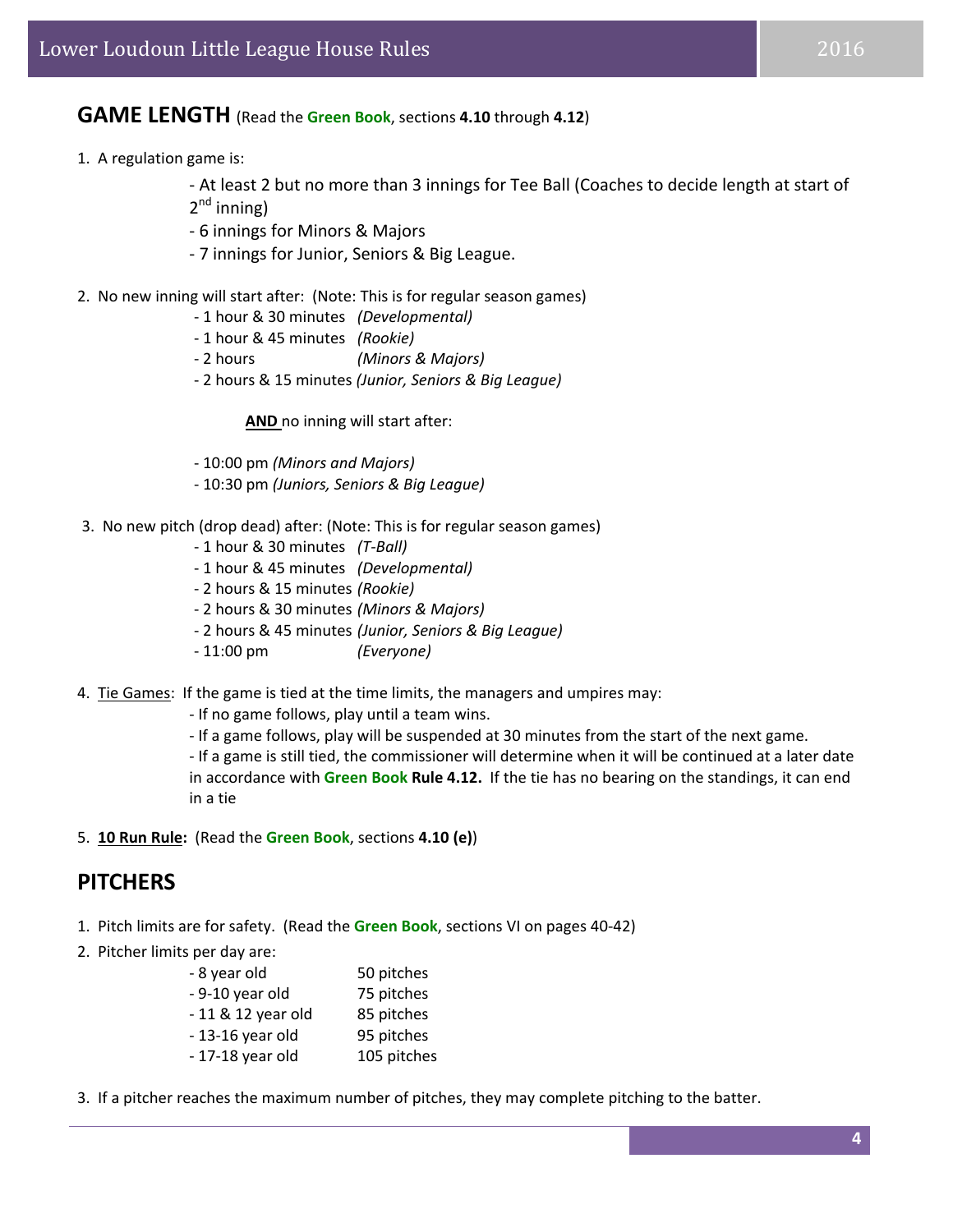## GAME LENGTH (Read the **Green Book**, sections **4.10** through **4.12**)

1. A regulation game is:
   - At least 2 but no more than 3 innings for Tee Ball (Coaches to decide length at start of 2nd inning)
   - 6 innings for Minors & Majors
   - 7 innings for Junior, Seniors & Big League.

2. No new inning will start after: (Note: This is for regular season games)
   - 1 hour & 30 minutes *(Developmental)*
   - 1 hour & 45 minutes *(Rookie)*
   - 2 hours *(Minors & Majors)*
   - 2 hours & 15 minutes *(Junior, Seniors & Big League)*

   **AND** no inning will start after:

   - 10:00 pm *(Minors and Majors)*
   - 10:30 pm *(Juniors, Seniors & Big League)*

3. No new pitch (drop dead) after: (Note: This is for regular season games)
   - 1 hour & 30 minutes *(T-Ball)*
   - 1 hour & 45 minutes *(Developmental)*
   - 2 hours & 15 minutes *(Rookie)*
   - 2 hours & 30 minutes *(Minors & Majors)*
   - 2 hours & 45 minutes *(Junior, Seniors & Big League)*
   - 11:00 pm *(Everyone)*

4. Tie Games: If the game is tied at the time limits, the managers and umpires may:
   - If no game follows, play until a team wins.
   - If a game follows, play will be suspended at 30 minutes from the start of the next game.
   - If a game is still tied, the commissioner will determine when it will be continued at a later date in accordance with **Green Book Rule 4.12.** If the tie has no bearing on the standings, it can end in a tie

5. **10 Run Rule:** (Read the **Green Book**, sections **4.10 (e)**)

## PITCHERS

1. Pitch limits are for safety. (Read the **Green Book**, sections VI on pages 40-42)
2. Pitcher limits per day are:
   - 8 year old — 50 pitches
   - 9-10 year old — 75 pitches
   - 11 & 12 year old — 85 pitches
   - 13-16 year old — 95 pitches
   - 17-18 year old — 105 pitches
3. If a pitcher reaches the maximum number of pitches, they may complete pitching to the batter.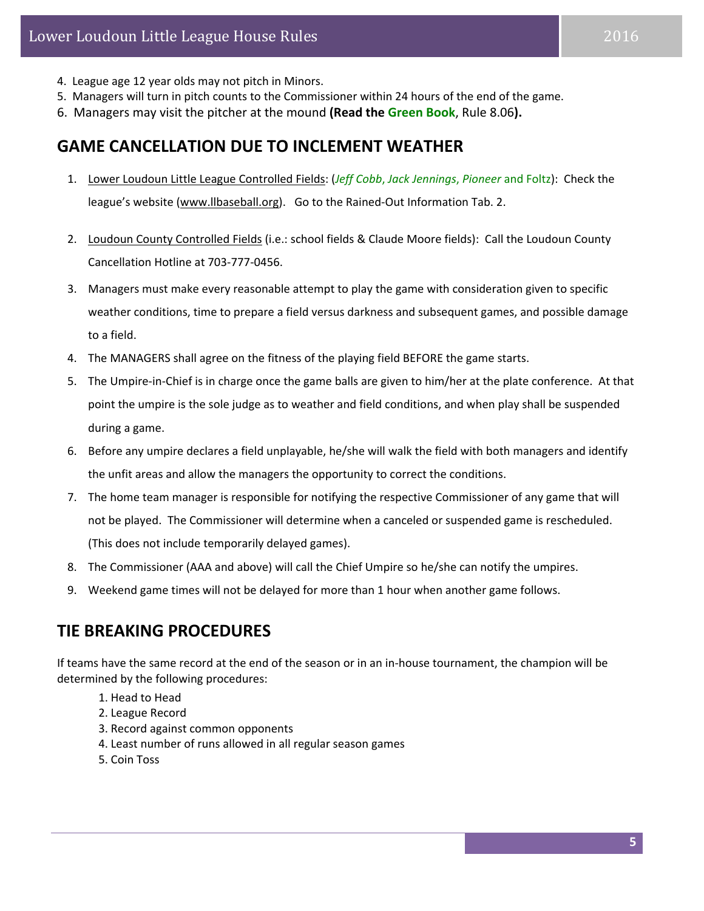4. League age 12 year olds may not pitch in Minors.
5. Managers will turn in pitch counts to the Commissioner within 24 hours of the end of the game.
6. Managers may visit the pitcher at the mound **(Read the Green Book**, Rule 8.06**).**

## GAME CANCELLATION DUE TO INCLEMENT WEATHER

1. Lower Loudoun Little League Controlled Fields: (*Jeff Cobb*, *Jack Jennings*, *Pioneer* and Foltz): Check the league's website (www.llbaseball.org). Go to the Rained-Out Information Tab. 2.
2. Loudoun County Controlled Fields (i.e.: school fields & Claude Moore fields): Call the Loudoun County Cancellation Hotline at 703-777-0456.
3. Managers must make every reasonable attempt to play the game with consideration given to specific weather conditions, time to prepare a field versus darkness and subsequent games, and possible damage to a field.
4. The MANAGERS shall agree on the fitness of the playing field BEFORE the game starts.
5. The Umpire-in-Chief is in charge once the game balls are given to him/her at the plate conference. At that point the umpire is the sole judge as to weather and field conditions, and when play shall be suspended during a game.
6. Before any umpire declares a field unplayable, he/she will walk the field with both managers and identify the unfit areas and allow the managers the opportunity to correct the conditions.
7. The home team manager is responsible for notifying the respective Commissioner of any game that will not be played. The Commissioner will determine when a canceled or suspended game is rescheduled. (This does not include temporarily delayed games).
8. The Commissioner (AAA and above) will call the Chief Umpire so he/she can notify the umpires.
9. Weekend game times will not be delayed for more than 1 hour when another game follows.

## TIE BREAKING PROCEDURES

If teams have the same record at the end of the season or in an in-house tournament, the champion will be determined by the following procedures:

1. Head to Head
2. League Record
3. Record against common opponents
4. Least number of runs allowed in all regular season games
5. Coin Toss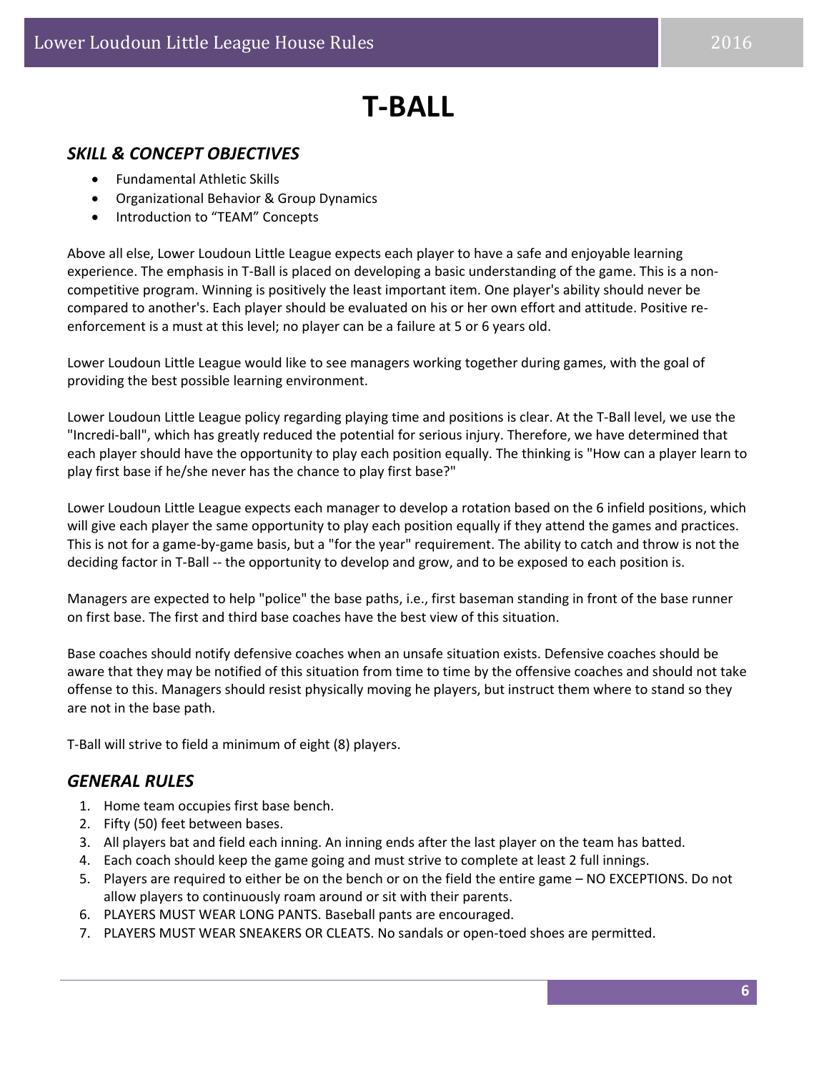# T-BALL

## *SKILL & CONCEPT OBJECTIVES*

- Fundamental Athletic Skills
- Organizational Behavior & Group Dynamics
- Introduction to "TEAM" Concepts

Above all else, Lower Loudoun Little League expects each player to have a safe and enjoyable learning experience. The emphasis in T-Ball is placed on developing a basic understanding of the game. This is a non-competitive program. Winning is positively the least important item. One player's ability should never be compared to another's. Each player should be evaluated on his or her own effort and attitude. Positive re-enforcement is a must at this level; no player can be a failure at 5 or 6 years old.

Lower Loudoun Little League would like to see managers working together during games, with the goal of providing the best possible learning environment.

Lower Loudoun Little League policy regarding playing time and positions is clear. At the T-Ball level, we use the "Incredi-ball", which has greatly reduced the potential for serious injury. Therefore, we have determined that each player should have the opportunity to play each position equally. The thinking is "How can a player learn to play first base if he/she never has the chance to play first base?"

Lower Loudoun Little League expects each manager to develop a rotation based on the 6 infield positions, which will give each player the same opportunity to play each position equally if they attend the games and practices. This is not for a game-by-game basis, but a "for the year" requirement. The ability to catch and throw is not the deciding factor in T-Ball -- the opportunity to develop and grow, and to be exposed to each position is.

Managers are expected to help "police" the base paths, i.e., first baseman standing in front of the base runner on first base. The first and third base coaches have the best view of this situation.

Base coaches should notify defensive coaches when an unsafe situation exists. Defensive coaches should be aware that they may be notified of this situation from time to time by the offensive coaches and should not take offense to this. Managers should resist physically moving he players, but instruct them where to stand so they are not in the base path.

T-Ball will strive to field a minimum of eight (8) players.

## *GENERAL RULES*

1. Home team occupies first base bench.
2. Fifty (50) feet between bases.
3. All players bat and field each inning. An inning ends after the last player on the team has batted.
4. Each coach should keep the game going and must strive to complete at least 2 full innings.
5. Players are required to either be on the bench or on the field the entire game – NO EXCEPTIONS. Do not allow players to continuously roam around or sit with their parents.
6. PLAYERS MUST WEAR LONG PANTS. Baseball pants are encouraged.
7. PLAYERS MUST WEAR SNEAKERS OR CLEATS. No sandals or open-toed shoes are permitted.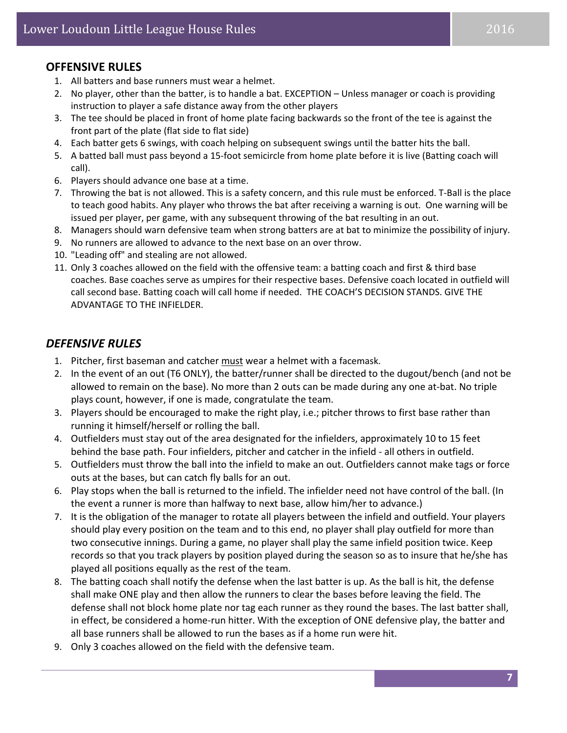## OFFENSIVE RULES

1. All batters and base runners must wear a helmet.
2. No player, other than the batter, is to handle a bat. EXCEPTION – Unless manager or coach is providing instruction to player a safe distance away from the other players
3. The tee should be placed in front of home plate facing backwards so the front of the tee is against the front part of the plate (flat side to flat side)
4. Each batter gets 6 swings, with coach helping on subsequent swings until the batter hits the ball.
5. A batted ball must pass beyond a 15-foot semicircle from home plate before it is live (Batting coach will call).
6. Players should advance one base at a time.
7. Throwing the bat is not allowed. This is a safety concern, and this rule must be enforced. T-Ball is the place to teach good habits. Any player who throws the bat after receiving a warning is out. One warning will be issued per player, per game, with any subsequent throwing of the bat resulting in an out.
8. Managers should warn defensive team when strong batters are at bat to minimize the possibility of injury.
9. No runners are allowed to advance to the next base on an over throw.
10. "Leading off" and stealing are not allowed.
11. Only 3 coaches allowed on the field with the offensive team: a batting coach and first & third base coaches. Base coaches serve as umpires for their respective bases. Defensive coach located in outfield will call second base. Batting coach will call home if needed. THE COACH'S DECISION STANDS. GIVE THE ADVANTAGE TO THE INFIELDER.

## *DEFENSIVE RULES*

1. Pitcher, first baseman and catcher must wear a helmet with a facemask.
2. In the event of an out (T6 ONLY), the batter/runner shall be directed to the dugout/bench (and not be allowed to remain on the base). No more than 2 outs can be made during any one at-bat. No triple plays count, however, if one is made, congratulate the team.
3. Players should be encouraged to make the right play, i.e.; pitcher throws to first base rather than running it himself/herself or rolling the ball.
4. Outfielders must stay out of the area designated for the infielders, approximately 10 to 15 feet behind the base path. Four infielders, pitcher and catcher in the infield - all others in outfield.
5. Outfielders must throw the ball into the infield to make an out. Outfielders cannot make tags or force outs at the bases, but can catch fly balls for an out.
6. Play stops when the ball is returned to the infield. The infielder need not have control of the ball. (In the event a runner is more than halfway to next base, allow him/her to advance.)
7. It is the obligation of the manager to rotate all players between the infield and outfield. Your players should play every position on the team and to this end, no player shall play outfield for more than two consecutive innings. During a game, no player shall play the same infield position twice. Keep records so that you track players by position played during the season so as to insure that he/she has played all positions equally as the rest of the team.
8. The batting coach shall notify the defense when the last batter is up. As the ball is hit, the defense shall make ONE play and then allow the runners to clear the bases before leaving the field. The defense shall not block home plate nor tag each runner as they round the bases. The last batter shall, in effect, be considered a home-run hitter. With the exception of ONE defensive play, the batter and all base runners shall be allowed to run the bases as if a home run were hit.
9. Only 3 coaches allowed on the field with the defensive team.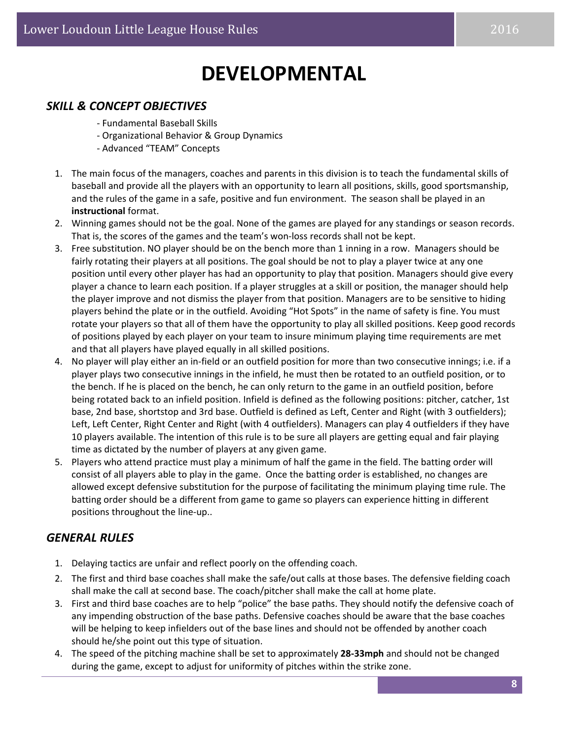# DEVELOPMENTAL

## *SKILL & CONCEPT OBJECTIVES*

- Fundamental Baseball Skills
- Organizational Behavior & Group Dynamics
- Advanced "TEAM" Concepts

1. The main focus of the managers, coaches and parents in this division is to teach the fundamental skills of baseball and provide all the players with an opportunity to learn all positions, skills, good sportsmanship, and the rules of the game in a safe, positive and fun environment. The season shall be played in an **instructional** format.
2. Winning games should not be the goal. None of the games are played for any standings or season records. That is, the scores of the games and the team's won-loss records shall not be kept.
3. Free substitution. NO player should be on the bench more than 1 inning in a row. Managers should be fairly rotating their players at all positions. The goal should be not to play a player twice at any one position until every other player has had an opportunity to play that position. Managers should give every player a chance to learn each position. If a player struggles at a skill or position, the manager should help the player improve and not dismiss the player from that position. Managers are to be sensitive to hiding players behind the plate or in the outfield. Avoiding "Hot Spots" in the name of safety is fine. You must rotate your players so that all of them have the opportunity to play all skilled positions. Keep good records of positions played by each player on your team to insure minimum playing time requirements are met and that all players have played equally in all skilled positions.
4. No player will play either an in-field or an outfield position for more than two consecutive innings; i.e. if a player plays two consecutive innings in the infield, he must then be rotated to an outfield position, or to the bench. If he is placed on the bench, he can only return to the game in an outfield position, before being rotated back to an infield position. Infield is defined as the following positions: pitcher, catcher, 1st base, 2nd base, shortstop and 3rd base. Outfield is defined as Left, Center and Right (with 3 outfielders); Left, Left Center, Right Center and Right (with 4 outfielders). Managers can play 4 outfielders if they have 10 players available. The intention of this rule is to be sure all players are getting equal and fair playing time as dictated by the number of players at any given game.
5. Players who attend practice must play a minimum of half the game in the field. The batting order will consist of all players able to play in the game. Once the batting order is established, no changes are allowed except defensive substitution for the purpose of facilitating the minimum playing time rule. The batting order should be a different from game to game so players can experience hitting in different positions throughout the line-up..

## *GENERAL RULES*

1. Delaying tactics are unfair and reflect poorly on the offending coach.
2. The first and third base coaches shall make the safe/out calls at those bases. The defensive fielding coach shall make the call at second base. The coach/pitcher shall make the call at home plate.
3. First and third base coaches are to help "police" the base paths. They should notify the defensive coach of any impending obstruction of the base paths. Defensive coaches should be aware that the base coaches will be helping to keep infielders out of the base lines and should not be offended by another coach should he/she point out this type of situation.
4. The speed of the pitching machine shall be set to approximately **28-33mph** and should not be changed during the game, except to adjust for uniformity of pitches within the strike zone.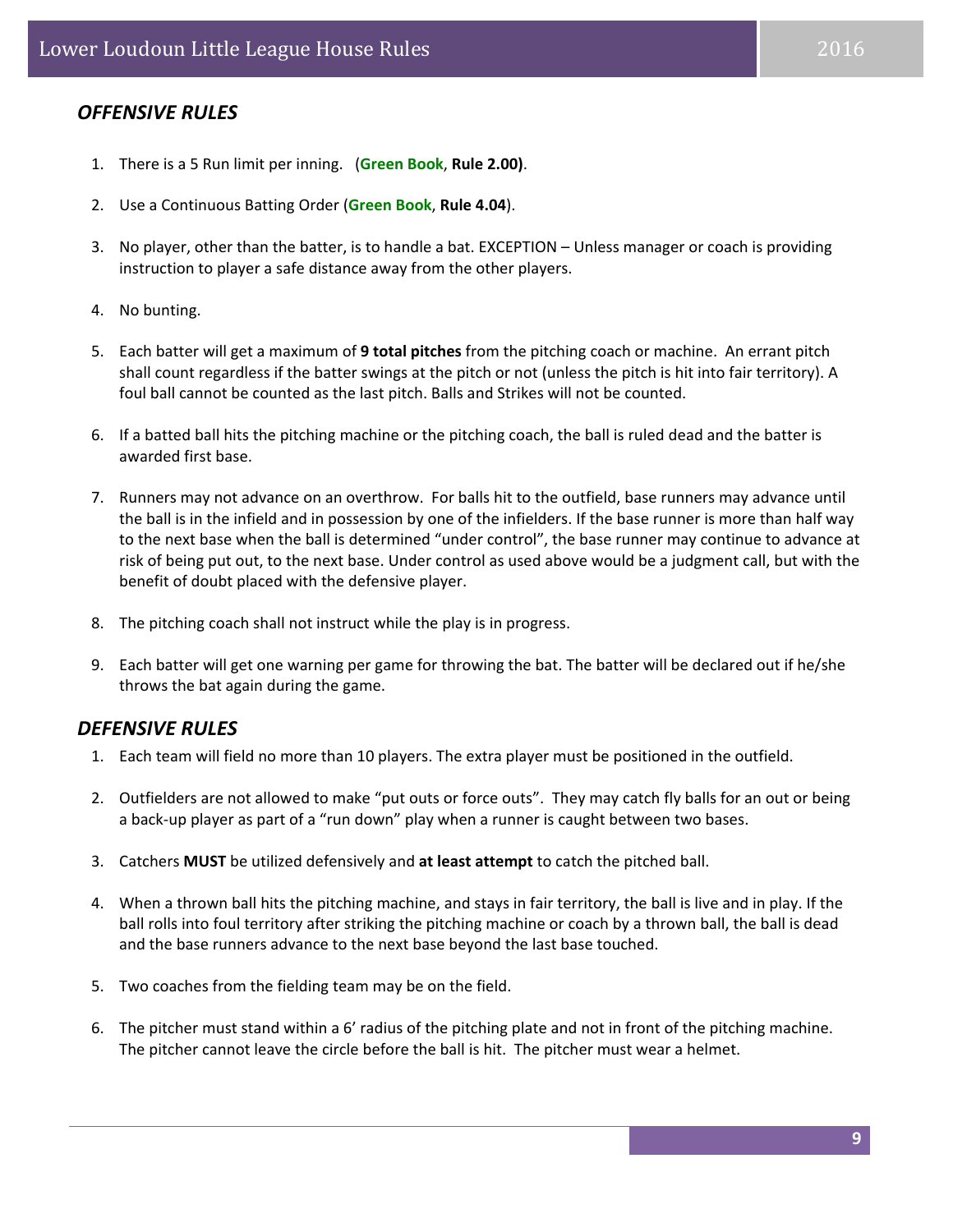## *OFFENSIVE RULES*

1. There is a 5 Run limit per inning. (**Green Book**, **Rule 2.00)**.
2. Use a Continuous Batting Order (**Green Book**, **Rule 4.04**).
3. No player, other than the batter, is to handle a bat. EXCEPTION – Unless manager or coach is providing instruction to player a safe distance away from the other players.
4. No bunting.
5. Each batter will get a maximum of **9 total pitches** from the pitching coach or machine. An errant pitch shall count regardless if the batter swings at the pitch or not (unless the pitch is hit into fair territory). A foul ball cannot be counted as the last pitch. Balls and Strikes will not be counted.
6. If a batted ball hits the pitching machine or the pitching coach, the ball is ruled dead and the batter is awarded first base.
7. Runners may not advance on an overthrow. For balls hit to the outfield, base runners may advance until the ball is in the infield and in possession by one of the infielders. If the base runner is more than half way to the next base when the ball is determined "under control", the base runner may continue to advance at risk of being put out, to the next base. Under control as used above would be a judgment call, but with the benefit of doubt placed with the defensive player.
8. The pitching coach shall not instruct while the play is in progress.
9. Each batter will get one warning per game for throwing the bat. The batter will be declared out if he/she throws the bat again during the game.

## *DEFENSIVE RULES*

1. Each team will field no more than 10 players. The extra player must be positioned in the outfield.
2. Outfielders are not allowed to make "put outs or force outs". They may catch fly balls for an out or being a back-up player as part of a "run down" play when a runner is caught between two bases.
3. Catchers **MUST** be utilized defensively and **at least attempt** to catch the pitched ball.
4. When a thrown ball hits the pitching machine, and stays in fair territory, the ball is live and in play. If the ball rolls into foul territory after striking the pitching machine or coach by a thrown ball, the ball is dead and the base runners advance to the next base beyond the last base touched.
5. Two coaches from the fielding team may be on the field.
6. The pitcher must stand within a 6' radius of the pitching plate and not in front of the pitching machine. The pitcher cannot leave the circle before the ball is hit. The pitcher must wear a helmet.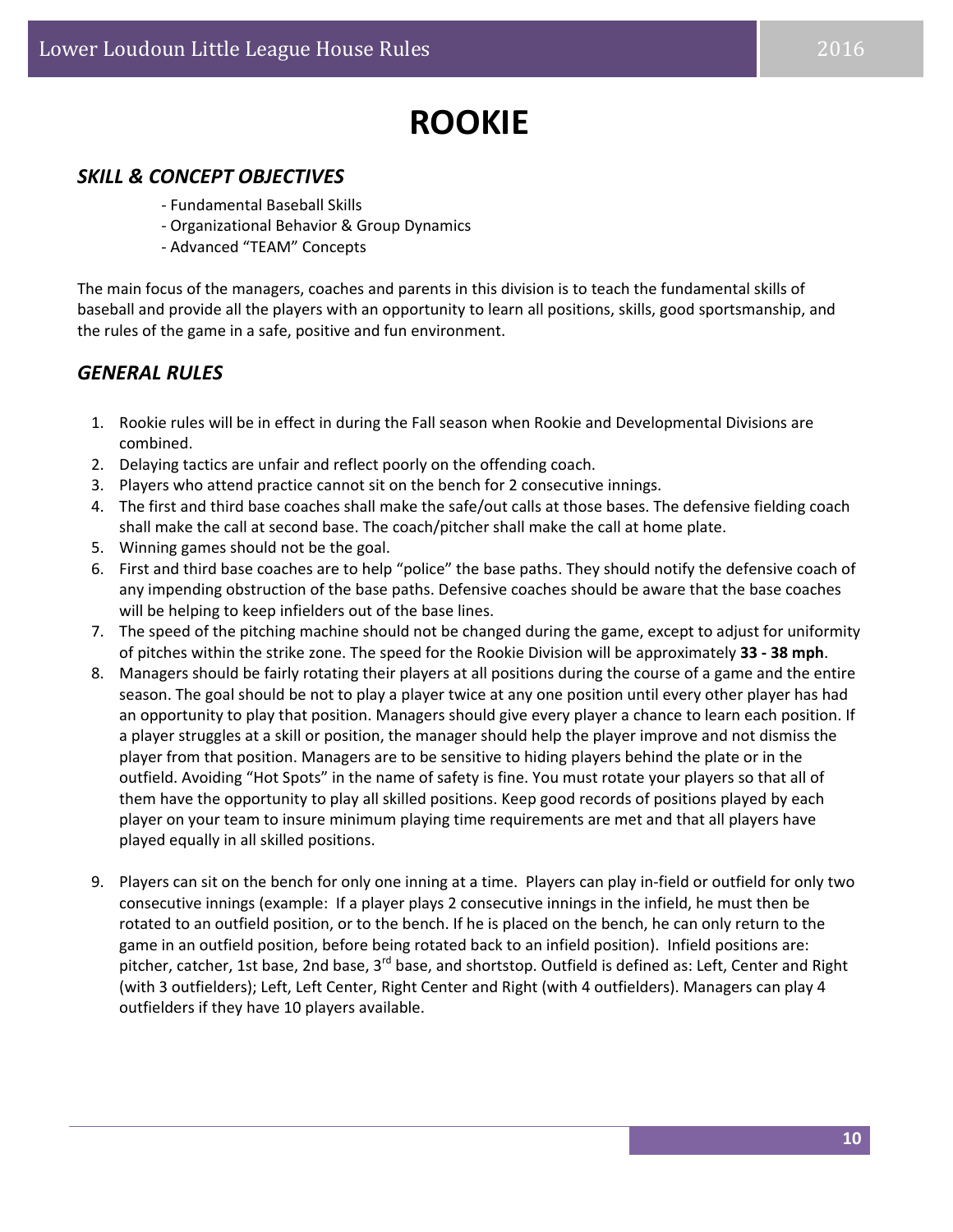# ROOKIE

## *SKILL & CONCEPT OBJECTIVES*

- Fundamental Baseball Skills
- Organizational Behavior & Group Dynamics
- Advanced "TEAM" Concepts

The main focus of the managers, coaches and parents in this division is to teach the fundamental skills of baseball and provide all the players with an opportunity to learn all positions, skills, good sportsmanship, and the rules of the game in a safe, positive and fun environment.

## *GENERAL RULES*

1. Rookie rules will be in effect in during the Fall season when Rookie and Developmental Divisions are combined.
2. Delaying tactics are unfair and reflect poorly on the offending coach.
3. Players who attend practice cannot sit on the bench for 2 consecutive innings.
4. The first and third base coaches shall make the safe/out calls at those bases. The defensive fielding coach shall make the call at second base. The coach/pitcher shall make the call at home plate.
5. Winning games should not be the goal.
6. First and third base coaches are to help "police" the base paths. They should notify the defensive coach of any impending obstruction of the base paths. Defensive coaches should be aware that the base coaches will be helping to keep infielders out of the base lines.
7. The speed of the pitching machine should not be changed during the game, except to adjust for uniformity of pitches within the strike zone. The speed for the Rookie Division will be approximately **33 - 38 mph**.
8. Managers should be fairly rotating their players at all positions during the course of a game and the entire season. The goal should be not to play a player twice at any one position until every other player has had an opportunity to play that position. Managers should give every player a chance to learn each position. If a player struggles at a skill or position, the manager should help the player improve and not dismiss the player from that position. Managers are to be sensitive to hiding players behind the plate or in the outfield. Avoiding "Hot Spots" in the name of safety is fine. You must rotate your players so that all of them have the opportunity to play all skilled positions. Keep good records of positions played by each player on your team to insure minimum playing time requirements are met and that all players have played equally in all skilled positions.

9. Players can sit on the bench for only one inning at a time. Players can play in-field or outfield for only two consecutive innings (example: If a player plays 2 consecutive innings in the infield, he must then be rotated to an outfield position, or to the bench. If he is placed on the bench, he can only return to the game in an outfield position, before being rotated back to an infield position). Infield positions are: pitcher, catcher, 1st base, 2nd base, 3rd base, and shortstop. Outfield is defined as: Left, Center and Right (with 3 outfielders); Left, Left Center, Right Center and Right (with 4 outfielders). Managers can play 4 outfielders if they have 10 players available.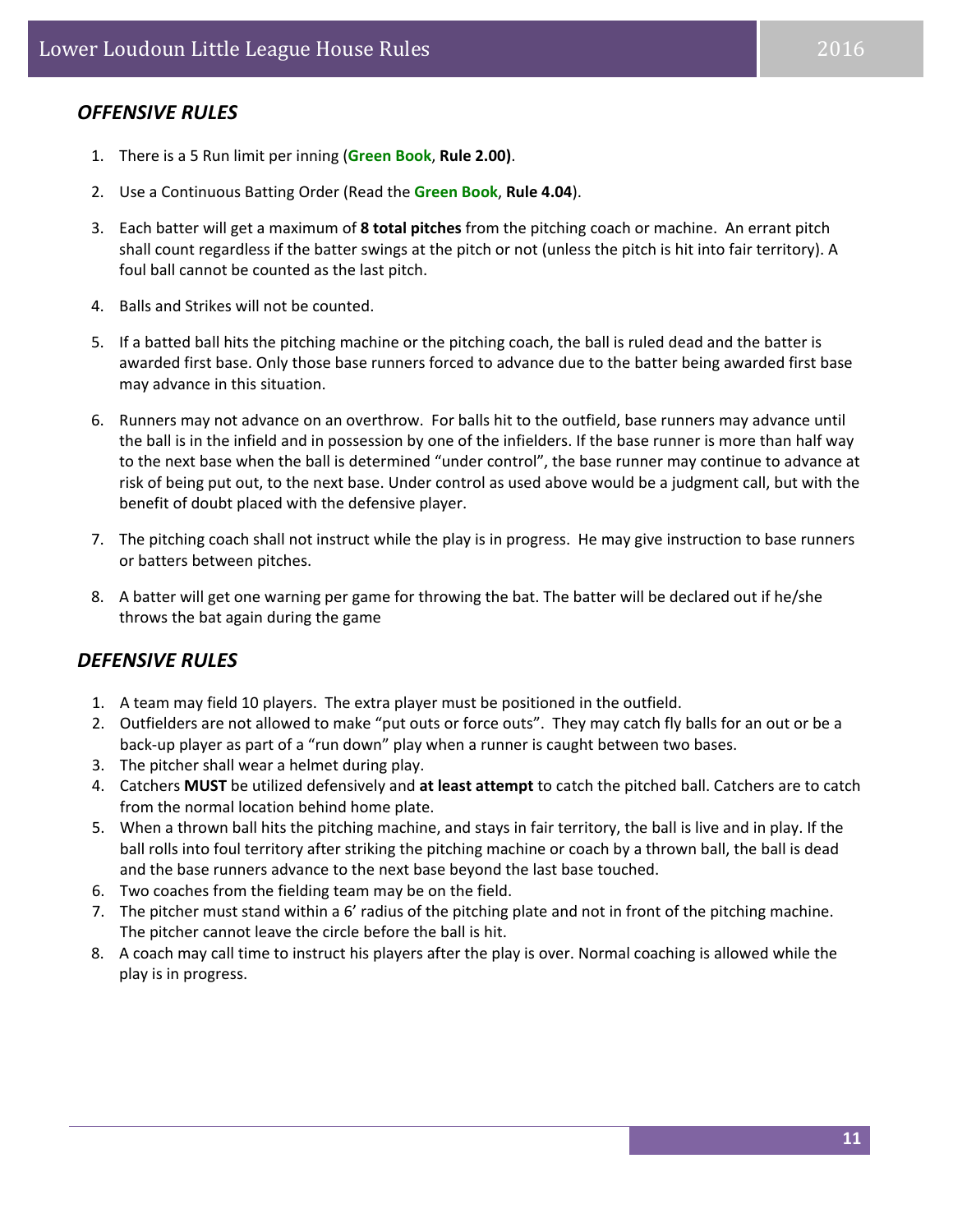## *OFFENSIVE RULES*

1. There is a 5 Run limit per inning (**Green Book**, **Rule 2.00)**.
2. Use a Continuous Batting Order (Read the **Green Book**, **Rule 4.04**).
3. Each batter will get a maximum of **8 total pitches** from the pitching coach or machine. An errant pitch shall count regardless if the batter swings at the pitch or not (unless the pitch is hit into fair territory). A foul ball cannot be counted as the last pitch.
4. Balls and Strikes will not be counted.
5. If a batted ball hits the pitching machine or the pitching coach, the ball is ruled dead and the batter is awarded first base. Only those base runners forced to advance due to the batter being awarded first base may advance in this situation.
6. Runners may not advance on an overthrow. For balls hit to the outfield, base runners may advance until the ball is in the infield and in possession by one of the infielders. If the base runner is more than half way to the next base when the ball is determined "under control", the base runner may continue to advance at risk of being put out, to the next base. Under control as used above would be a judgment call, but with the benefit of doubt placed with the defensive player.
7. The pitching coach shall not instruct while the play is in progress. He may give instruction to base runners or batters between pitches.
8. A batter will get one warning per game for throwing the bat. The batter will be declared out if he/she throws the bat again during the game

## *DEFENSIVE RULES*

1. A team may field 10 players. The extra player must be positioned in the outfield.
2. Outfielders are not allowed to make "put outs or force outs". They may catch fly balls for an out or be a back-up player as part of a "run down" play when a runner is caught between two bases.
3. The pitcher shall wear a helmet during play.
4. Catchers **MUST** be utilized defensively and **at least attempt** to catch the pitched ball. Catchers are to catch from the normal location behind home plate.
5. When a thrown ball hits the pitching machine, and stays in fair territory, the ball is live and in play. If the ball rolls into foul territory after striking the pitching machine or coach by a thrown ball, the ball is dead and the base runners advance to the next base beyond the last base touched.
6. Two coaches from the fielding team may be on the field.
7. The pitcher must stand within a 6' radius of the pitching plate and not in front of the pitching machine. The pitcher cannot leave the circle before the ball is hit.
8. A coach may call time to instruct his players after the play is over. Normal coaching is allowed while the play is in progress.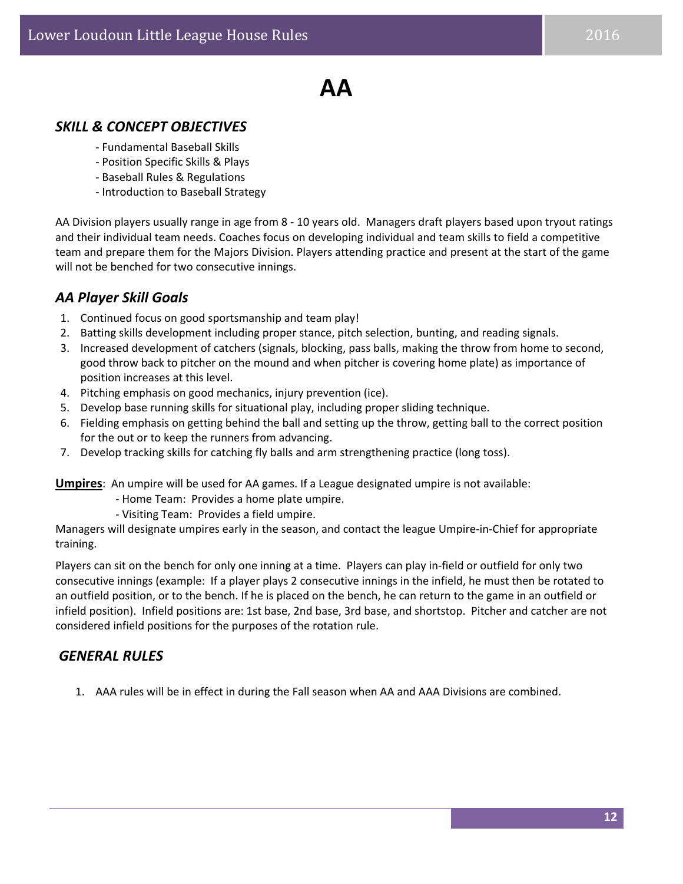# AA

## *SKILL & CONCEPT OBJECTIVES*

- Fundamental Baseball Skills
- Position Specific Skills & Plays
- Baseball Rules & Regulations
- Introduction to Baseball Strategy

AA Division players usually range in age from 8 - 10 years old. Managers draft players based upon tryout ratings and their individual team needs. Coaches focus on developing individual and team skills to field a competitive team and prepare them for the Majors Division. Players attending practice and present at the start of the game will not be benched for two consecutive innings.

## *AA Player Skill Goals*

1. Continued focus on good sportsmanship and team play!
2. Batting skills development including proper stance, pitch selection, bunting, and reading signals.
3. Increased development of catchers (signals, blocking, pass balls, making the throw from home to second, good throw back to pitcher on the mound and when pitcher is covering home plate) as importance of position increases at this level.
4. Pitching emphasis on good mechanics, injury prevention (ice).
5. Develop base running skills for situational play, including proper sliding technique.
6. Fielding emphasis on getting behind the ball and setting up the throw, getting ball to the correct position for the out or to keep the runners from advancing.
7. Develop tracking skills for catching fly balls and arm strengthening practice (long toss).

**Umpires**: An umpire will be used for AA games. If a League designated umpire is not available:

- Home Team: Provides a home plate umpire.
- Visiting Team: Provides a field umpire.

Managers will designate umpires early in the season, and contact the league Umpire-in-Chief for appropriate training.

Players can sit on the bench for only one inning at a time. Players can play in-field or outfield for only two consecutive innings (example: If a player plays 2 consecutive innings in the infield, he must then be rotated to an outfield position, or to the bench. If he is placed on the bench, he can return to the game in an outfield or infield position). Infield positions are: 1st base, 2nd base, 3rd base, and shortstop. Pitcher and catcher are not considered infield positions for the purposes of the rotation rule.

## *GENERAL RULES*

1. AAA rules will be in effect in during the Fall season when AA and AAA Divisions are combined.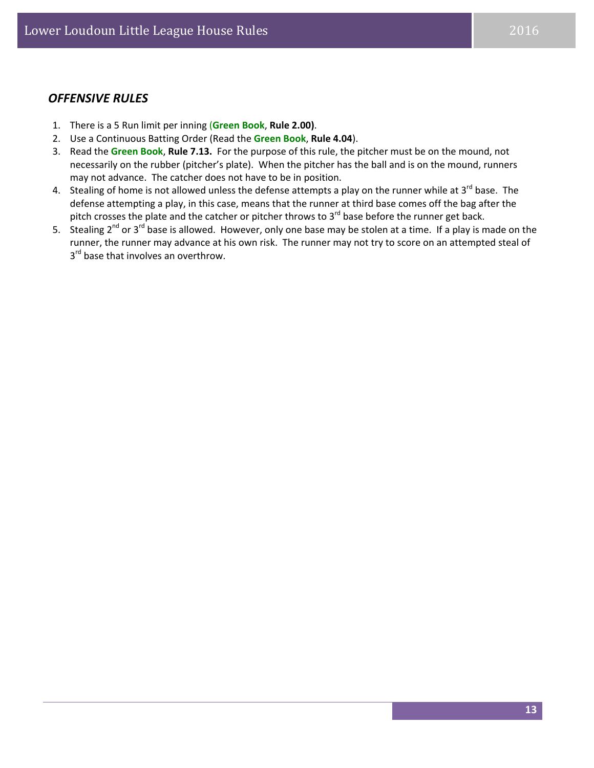## *OFFENSIVE RULES*

1. There is a 5 Run limit per inning (**Green Book**, **Rule 2.00)**.
2. Use a Continuous Batting Order (Read the **Green Book**, **Rule 4.04**).
3. Read the **Green Book**, **Rule 7.13.** For the purpose of this rule, the pitcher must be on the mound, not necessarily on the rubber (pitcher's plate). When the pitcher has the ball and is on the mound, runners may not advance. The catcher does not have to be in position.
4. Stealing of home is not allowed unless the defense attempts a play on the runner while at 3rd base. The defense attempting a play, in this case, means that the runner at third base comes off the bag after the pitch crosses the plate and the catcher or pitcher throws to 3rd base before the runner get back.
5. Stealing 2nd or 3rd base is allowed. However, only one base may be stolen at a time. If a play is made on the runner, the runner may advance at his own risk. The runner may not try to score on an attempted steal of 3rd base that involves an overthrow.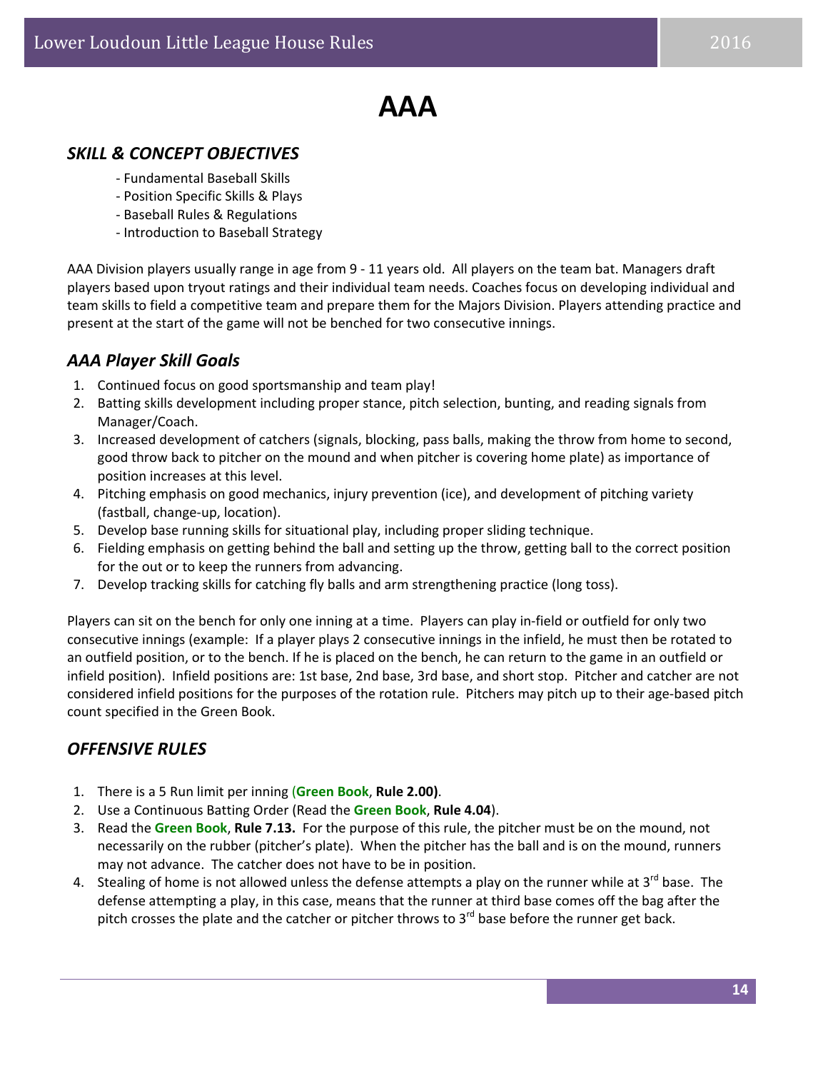# AAA

## *SKILL & CONCEPT OBJECTIVES*

- Fundamental Baseball Skills
- Position Specific Skills & Plays
- Baseball Rules & Regulations
- Introduction to Baseball Strategy

AAA Division players usually range in age from 9 - 11 years old. All players on the team bat. Managers draft players based upon tryout ratings and their individual team needs. Coaches focus on developing individual and team skills to field a competitive team and prepare them for the Majors Division. Players attending practice and present at the start of the game will not be benched for two consecutive innings.

## *AAA Player Skill Goals*

1. Continued focus on good sportsmanship and team play!
2. Batting skills development including proper stance, pitch selection, bunting, and reading signals from Manager/Coach.
3. Increased development of catchers (signals, blocking, pass balls, making the throw from home to second, good throw back to pitcher on the mound and when pitcher is covering home plate) as importance of position increases at this level.
4. Pitching emphasis on good mechanics, injury prevention (ice), and development of pitching variety (fastball, change-up, location).
5. Develop base running skills for situational play, including proper sliding technique.
6. Fielding emphasis on getting behind the ball and setting up the throw, getting ball to the correct position for the out or to keep the runners from advancing.
7. Develop tracking skills for catching fly balls and arm strengthening practice (long toss).

Players can sit on the bench for only one inning at a time. Players can play in-field or outfield for only two consecutive innings (example: If a player plays 2 consecutive innings in the infield, he must then be rotated to an outfield position, or to the bench. If he is placed on the bench, he can return to the game in an outfield or infield position). Infield positions are: 1st base, 2nd base, 3rd base, and short stop. Pitcher and catcher are not considered infield positions for the purposes of the rotation rule. Pitchers may pitch up to their age-based pitch count specified in the Green Book.

## *OFFENSIVE RULES*

1. There is a 5 Run limit per inning (**Green Book**, **Rule 2.00)**.
2. Use a Continuous Batting Order (Read the **Green Book**, **Rule 4.04**).
3. Read the **Green Book**, **Rule 7.13.** For the purpose of this rule, the pitcher must be on the mound, not necessarily on the rubber (pitcher's plate). When the pitcher has the ball and is on the mound, runners may not advance. The catcher does not have to be in position.
4. Stealing of home is not allowed unless the defense attempts a play on the runner while at 3rd base. The defense attempting a play, in this case, means that the runner at third base comes off the bag after the pitch crosses the plate and the catcher or pitcher throws to 3rd base before the runner get back.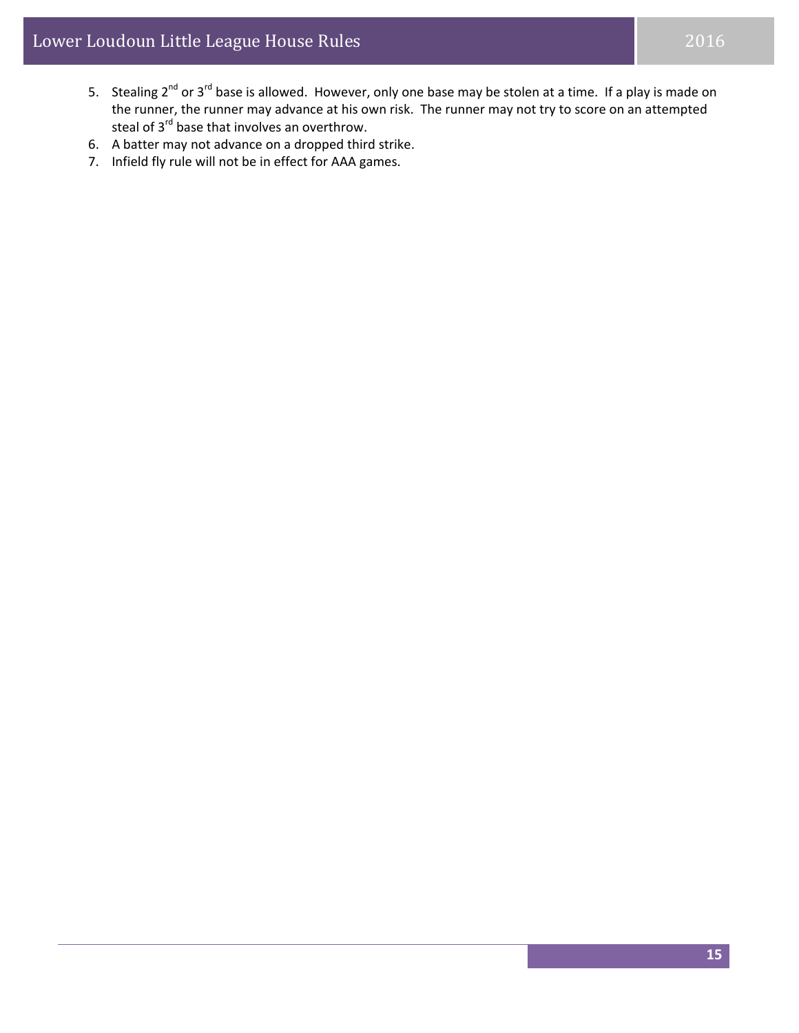5. Stealing 2nd or 3rd base is allowed. However, only one base may be stolen at a time. If a play is made on the runner, the runner may advance at his own risk. The runner may not try to score on an attempted steal of 3rd base that involves an overthrow.
6. A batter may not advance on a dropped third strike.
7. Infield fly rule will not be in effect for AAA games.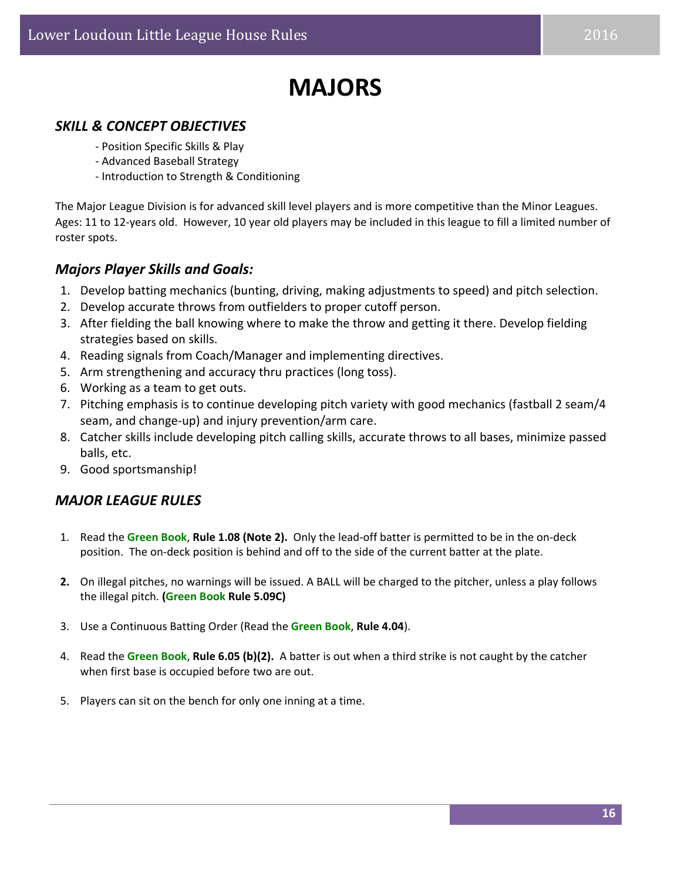# MAJORS

## *SKILL & CONCEPT OBJECTIVES*

- Position Specific Skills & Play
- Advanced Baseball Strategy
- Introduction to Strength & Conditioning

The Major League Division is for advanced skill level players and is more competitive than the Minor Leagues. Ages: 11 to 12-years old. However, 10 year old players may be included in this league to fill a limited number of roster spots.

## *Majors Player Skills and Goals:*

1. Develop batting mechanics (bunting, driving, making adjustments to speed) and pitch selection.
2. Develop accurate throws from outfielders to proper cutoff person.
3. After fielding the ball knowing where to make the throw and getting it there. Develop fielding strategies based on skills.
4. Reading signals from Coach/Manager and implementing directives.
5. Arm strengthening and accuracy thru practices (long toss).
6. Working as a team to get outs.
7. Pitching emphasis is to continue developing pitch variety with good mechanics (fastball 2 seam/4 seam, and change-up) and injury prevention/arm care.
8. Catcher skills include developing pitch calling skills, accurate throws to all bases, minimize passed balls, etc.
9. Good sportsmanship!

## *MAJOR LEAGUE RULES*

1. Read the **Green Book**, **Rule 1.08 (Note 2).** Only the lead-off batter is permitted to be in the on-deck position. The on-deck position is behind and off to the side of the current batter at the plate.
2. On illegal pitches, no warnings will be issued. A BALL will be charged to the pitcher, unless a play follows the illegal pitch. **(Green Book Rule 5.09C)**
3. Use a Continuous Batting Order (Read the **Green Book**, **Rule 4.04**).
4. Read the **Green Book**, **Rule 6.05 (b)(2).** A batter is out when a third strike is not caught by the catcher when first base is occupied before two are out.
5. Players can sit on the bench for only one inning at a time.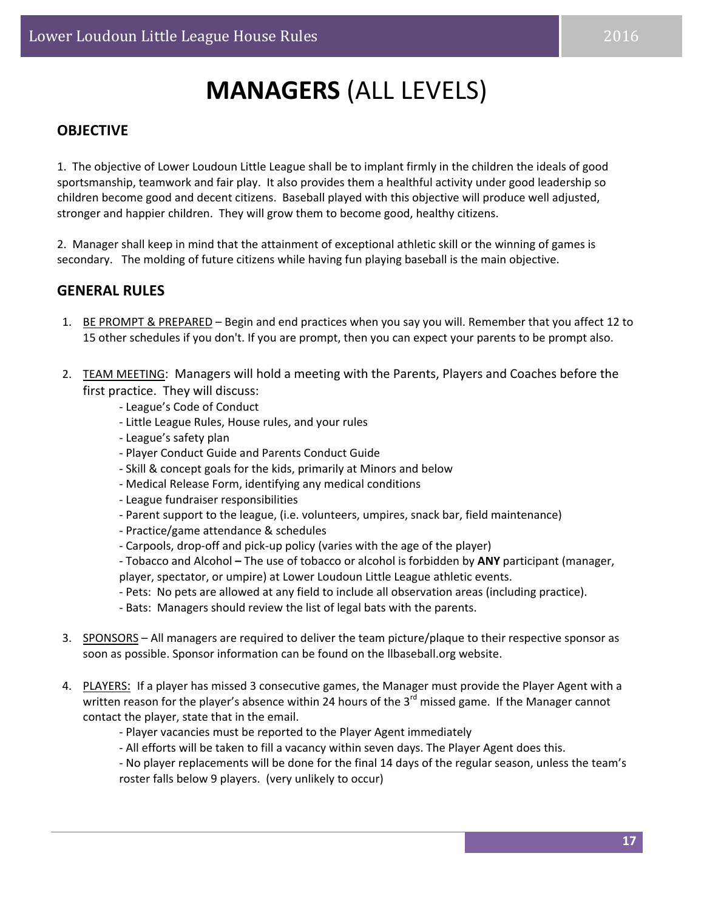# **MANAGERS** (ALL LEVELS)

## OBJECTIVE

1. The objective of Lower Loudoun Little League shall be to implant firmly in the children the ideals of good sportsmanship, teamwork and fair play. It also provides them a healthful activity under good leadership so children become good and decent citizens. Baseball played with this objective will produce well adjusted, stronger and happier children. They will grow them to become good, healthy citizens.

2. Manager shall keep in mind that the attainment of exceptional athletic skill or the winning of games is secondary. The molding of future citizens while having fun playing baseball is the main objective.

## GENERAL RULES

1. <u>BE PROMPT & PREPARED</u> – Begin and end practices when you say you will. Remember that you affect 12 to 15 other schedules if you don't. If you are prompt, then you can expect your parents to be prompt also.

2. <u>TEAM MEETING</u>: Managers will hold a meeting with the Parents, Players and Coaches before the first practice. They will discuss:
   - League's Code of Conduct
   - Little League Rules, House rules, and your rules
   - League's safety plan
   - Player Conduct Guide and Parents Conduct Guide
   - Skill & concept goals for the kids, primarily at Minors and below
   - Medical Release Form, identifying any medical conditions
   - League fundraiser responsibilities
   - Parent support to the league, (i.e. volunteers, umpires, snack bar, field maintenance)
   - Practice/game attendance & schedules
   - Carpools, drop-off and pick-up policy (varies with the age of the player)
   - Tobacco and Alcohol **–** The use of tobacco or alcohol is forbidden by **ANY** participant (manager, player, spectator, or umpire) at Lower Loudoun Little League athletic events.
   - Pets: No pets are allowed at any field to include all observation areas (including practice).
   - Bats: Managers should review the list of legal bats with the parents.

3. <u>SPONSORS</u> – All managers are required to deliver the team picture/plaque to their respective sponsor as soon as possible. Sponsor information can be found on the llbaseball.org website.

4. <u>PLAYERS:</u> If a player has missed 3 consecutive games, the Manager must provide the Player Agent with a written reason for the player's absence within 24 hours of the 3rd missed game. If the Manager cannot contact the player, state that in the email.
   - Player vacancies must be reported to the Player Agent immediately
   - All efforts will be taken to fill a vacancy within seven days. The Player Agent does this.
   - No player replacements will be done for the final 14 days of the regular season, unless the team's roster falls below 9 players. (very unlikely to occur)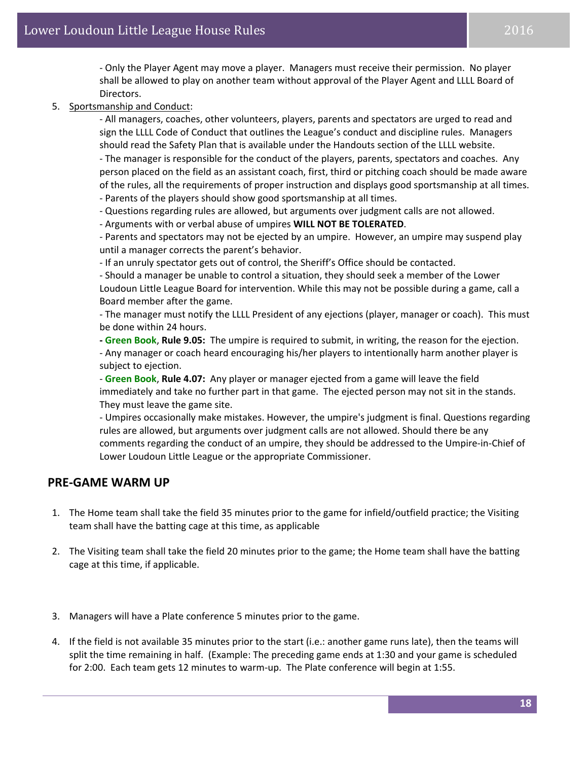- Only the Player Agent may move a player. Managers must receive their permission. No player shall be allowed to play on another team without approval of the Player Agent and LLLL Board of Directors.

5. Sportsmanship and Conduct:

   - All managers, coaches, other volunteers, players, parents and spectators are urged to read and sign the LLLL Code of Conduct that outlines the League's conduct and discipline rules. Managers should read the Safety Plan that is available under the Handouts section of the LLLL website.
   - The manager is responsible for the conduct of the players, parents, spectators and coaches. Any person placed on the field as an assistant coach, first, third or pitching coach should be made aware of the rules, all the requirements of proper instruction and displays good sportsmanship at all times.
   - Parents of the players should show good sportsmanship at all times.
   - Questions regarding rules are allowed, but arguments over judgment calls are not allowed.
   - Arguments with or verbal abuse of umpires **WILL NOT BE TOLERATED**.
   - Parents and spectators may not be ejected by an umpire. However, an umpire may suspend play until a manager corrects the parent's behavior.
   - If an unruly spectator gets out of control, the Sheriff's Office should be contacted.
   - Should a manager be unable to control a situation, they should seek a member of the Lower Loudoun Little League Board for intervention. While this may not be possible during a game, call a Board member after the game.
   - The manager must notify the LLLL President of any ejections (player, manager or coach). This must be done within 24 hours.
   - **Green Book**, **Rule 9.05:** The umpire is required to submit, in writing, the reason for the ejection.
   - Any manager or coach heard encouraging his/her players to intentionally harm another player is subject to ejection.
   - **Green Book**, **Rule 4.07:** Any player or manager ejected from a game will leave the field immediately and take no further part in that game. The ejected person may not sit in the stands. They must leave the game site.
   - Umpires occasionally make mistakes. However, the umpire's judgment is final. Questions regarding rules are allowed, but arguments over judgment calls are not allowed. Should there be any comments regarding the conduct of an umpire, they should be addressed to the Umpire-in-Chief of Lower Loudoun Little League or the appropriate Commissioner.

## PRE-GAME WARM UP

1. The Home team shall take the field 35 minutes prior to the game for infield/outfield practice; the Visiting team shall have the batting cage at this time, as applicable

2. The Visiting team shall take the field 20 minutes prior to the game; the Home team shall have the batting cage at this time, if applicable.

3. Managers will have a Plate conference 5 minutes prior to the game.

4. If the field is not available 35 minutes prior to the start (i.e.: another game runs late), then the teams will split the time remaining in half. (Example: The preceding game ends at 1:30 and your game is scheduled for 2:00. Each team gets 12 minutes to warm-up. The Plate conference will begin at 1:55.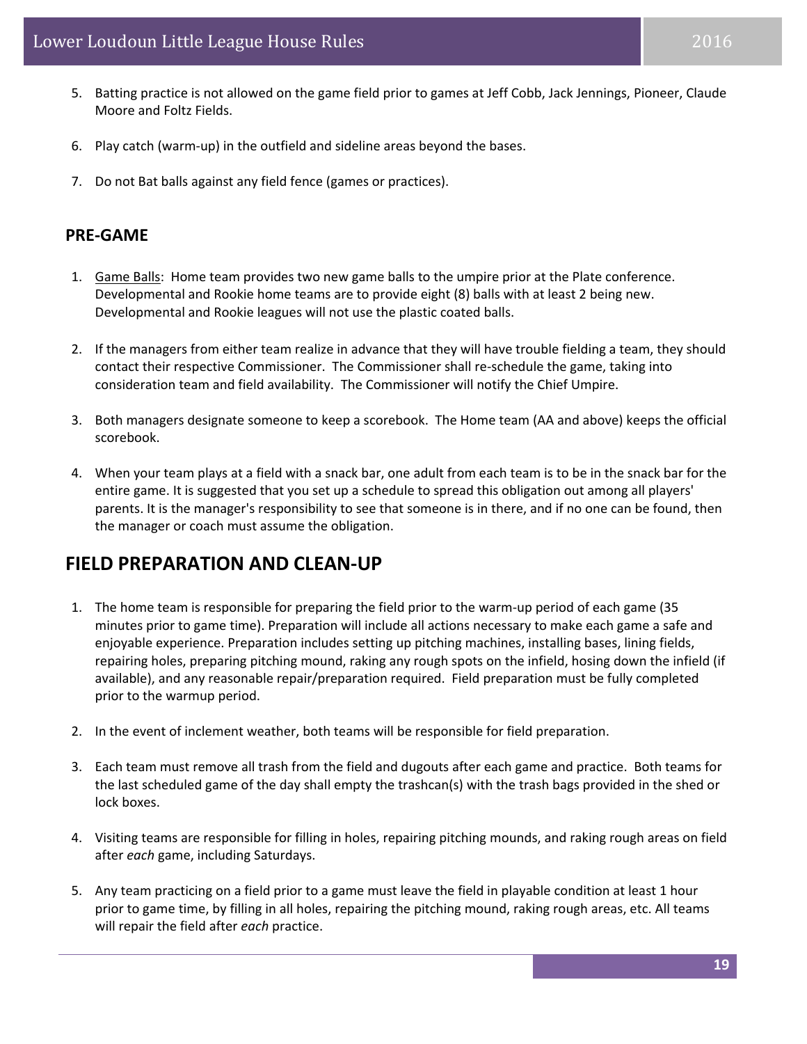5. Batting practice is not allowed on the game field prior to games at Jeff Cobb, Jack Jennings, Pioneer, Claude Moore and Foltz Fields.

6. Play catch (warm-up) in the outfield and sideline areas beyond the bases.

7. Do not Bat balls against any field fence (games or practices).

### PRE-GAME

1. Game Balls: Home team provides two new game balls to the umpire prior at the Plate conference. Developmental and Rookie home teams are to provide eight (8) balls with at least 2 being new. Developmental and Rookie leagues will not use the plastic coated balls.

2. If the managers from either team realize in advance that they will have trouble fielding a team, they should contact their respective Commissioner. The Commissioner shall re-schedule the game, taking into consideration team and field availability. The Commissioner will notify the Chief Umpire.

3. Both managers designate someone to keep a scorebook. The Home team (AA and above) keeps the official scorebook.

4. When your team plays at a field with a snack bar, one adult from each team is to be in the snack bar for the entire game. It is suggested that you set up a schedule to spread this obligation out among all players' parents. It is the manager's responsibility to see that someone is in there, and if no one can be found, then the manager or coach must assume the obligation.

## FIELD PREPARATION AND CLEAN-UP

1. The home team is responsible for preparing the field prior to the warm-up period of each game (35 minutes prior to game time). Preparation will include all actions necessary to make each game a safe and enjoyable experience. Preparation includes setting up pitching machines, installing bases, lining fields, repairing holes, preparing pitching mound, raking any rough spots on the infield, hosing down the infield (if available), and any reasonable repair/preparation required. Field preparation must be fully completed prior to the warmup period.

2. In the event of inclement weather, both teams will be responsible for field preparation.

3. Each team must remove all trash from the field and dugouts after each game and practice. Both teams for the last scheduled game of the day shall empty the trashcan(s) with the trash bags provided in the shed or lock boxes.

4. Visiting teams are responsible for filling in holes, repairing pitching mounds, and raking rough areas on field after *each* game, including Saturdays.

5. Any team practicing on a field prior to a game must leave the field in playable condition at least 1 hour prior to game time, by filling in all holes, repairing the pitching mound, raking rough areas, etc. All teams will repair the field after *each* practice.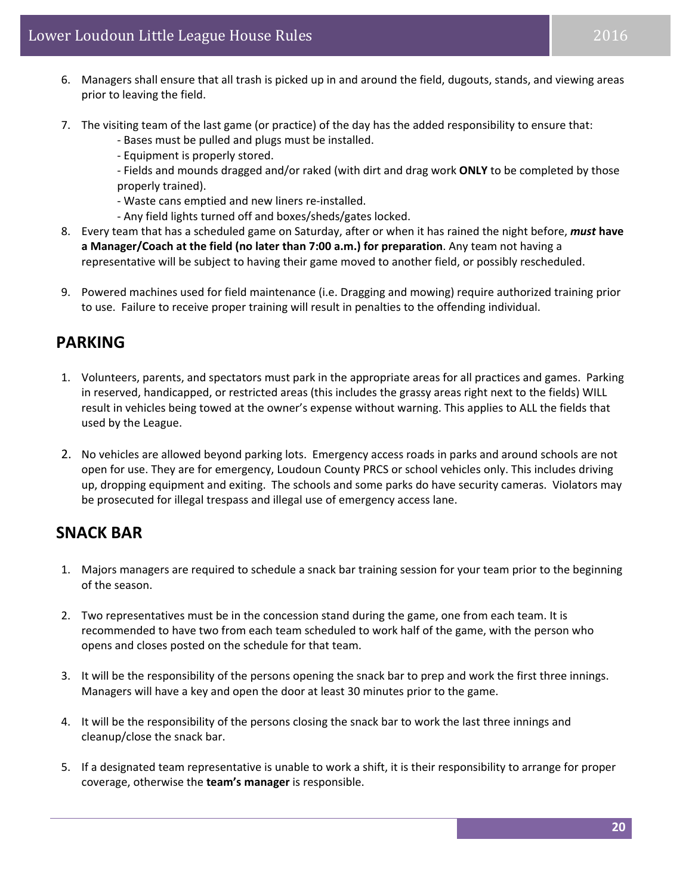6. Managers shall ensure that all trash is picked up in and around the field, dugouts, stands, and viewing areas prior to leaving the field.

7. The visiting team of the last game (or practice) of the day has the added responsibility to ensure that:
   - Bases must be pulled and plugs must be installed.
   - Equipment is properly stored.
   - Fields and mounds dragged and/or raked (with dirt and drag work **ONLY** to be completed by those properly trained).
   - Waste cans emptied and new liners re-installed.
   - Any field lights turned off and boxes/sheds/gates locked.
8. Every team that has a scheduled game on Saturday, after or when it has rained the night before, ***must*** **have a Manager/Coach at the field (no later than 7:00 a.m.) for preparation**. Any team not having a representative will be subject to having their game moved to another field, or possibly rescheduled.

9. Powered machines used for field maintenance (i.e. Dragging and mowing) require authorized training prior to use. Failure to receive proper training will result in penalties to the offending individual.

## PARKING

1. Volunteers, parents, and spectators must park in the appropriate areas for all practices and games. Parking in reserved, handicapped, or restricted areas (this includes the grassy areas right next to the fields) WILL result in vehicles being towed at the owner's expense without warning. This applies to ALL the fields that used by the League.

2. No vehicles are allowed beyond parking lots. Emergency access roads in parks and around schools are not open for use. They are for emergency, Loudoun County PRCS or school vehicles only. This includes driving up, dropping equipment and exiting. The schools and some parks do have security cameras. Violators may be prosecuted for illegal trespass and illegal use of emergency access lane.

## SNACK BAR

1. Majors managers are required to schedule a snack bar training session for your team prior to the beginning of the season.

2. Two representatives must be in the concession stand during the game, one from each team. It is recommended to have two from each team scheduled to work half of the game, with the person who opens and closes posted on the schedule for that team.

3. It will be the responsibility of the persons opening the snack bar to prep and work the first three innings. Managers will have a key and open the door at least 30 minutes prior to the game.

4. It will be the responsibility of the persons closing the snack bar to work the last three innings and cleanup/close the snack bar.

5. If a designated team representative is unable to work a shift, it is their responsibility to arrange for proper coverage, otherwise the **team's manager** is responsible.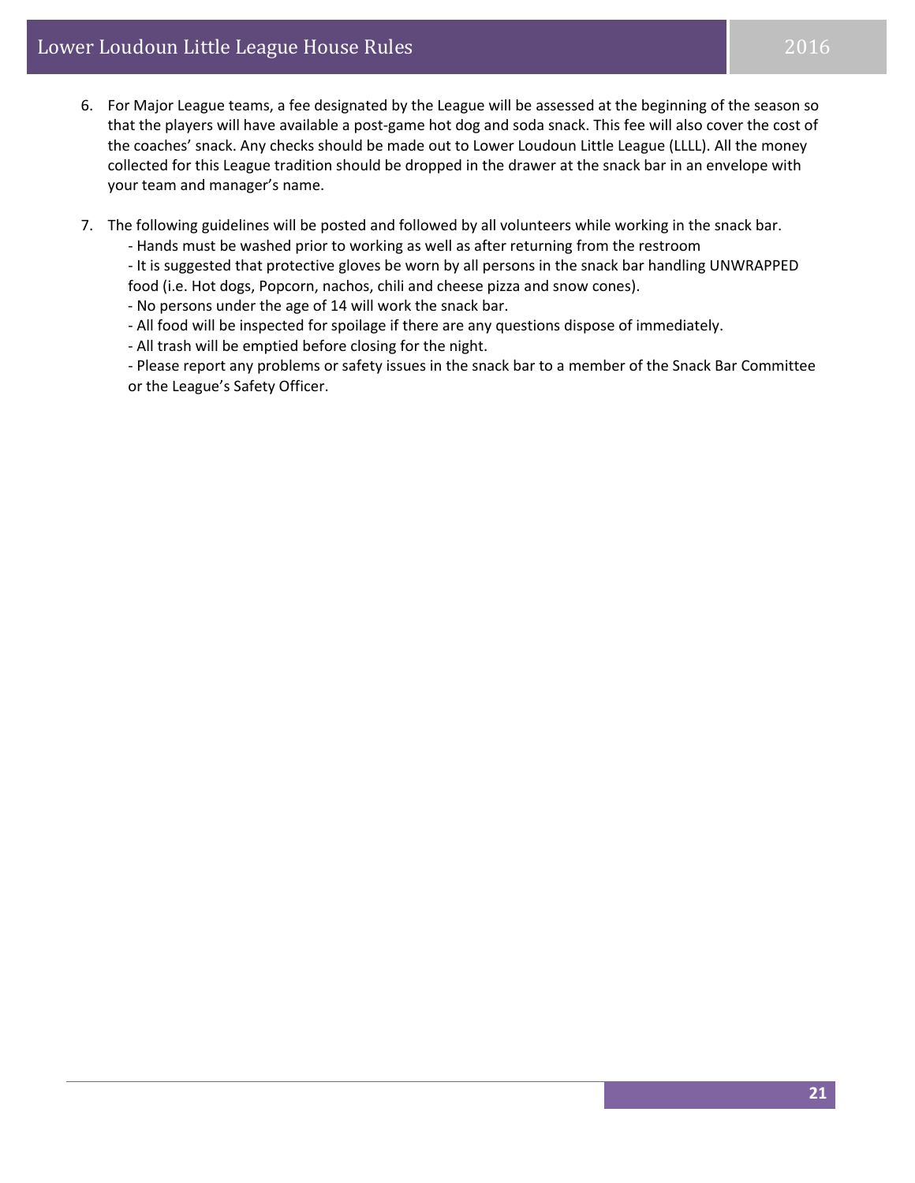6. For Major League teams, a fee designated by the League will be assessed at the beginning of the season so that the players will have available a post-game hot dog and soda snack. This fee will also cover the cost of the coaches' snack. Any checks should be made out to Lower Loudoun Little League (LLLL). All the money collected for this League tradition should be dropped in the drawer at the snack bar in an envelope with your team and manager's name.

7. The following guidelines will be posted and followed by all volunteers while working in the snack bar.
   - Hands must be washed prior to working as well as after returning from the restroom
   - It is suggested that protective gloves be worn by all persons in the snack bar handling UNWRAPPED food (i.e. Hot dogs, Popcorn, nachos, chili and cheese pizza and snow cones).
   - No persons under the age of 14 will work the snack bar.
   - All food will be inspected for spoilage if there are any questions dispose of immediately.
   - All trash will be emptied before closing for the night.
   - Please report any problems or safety issues in the snack bar to a member of the Snack Bar Committee or the League's Safety Officer.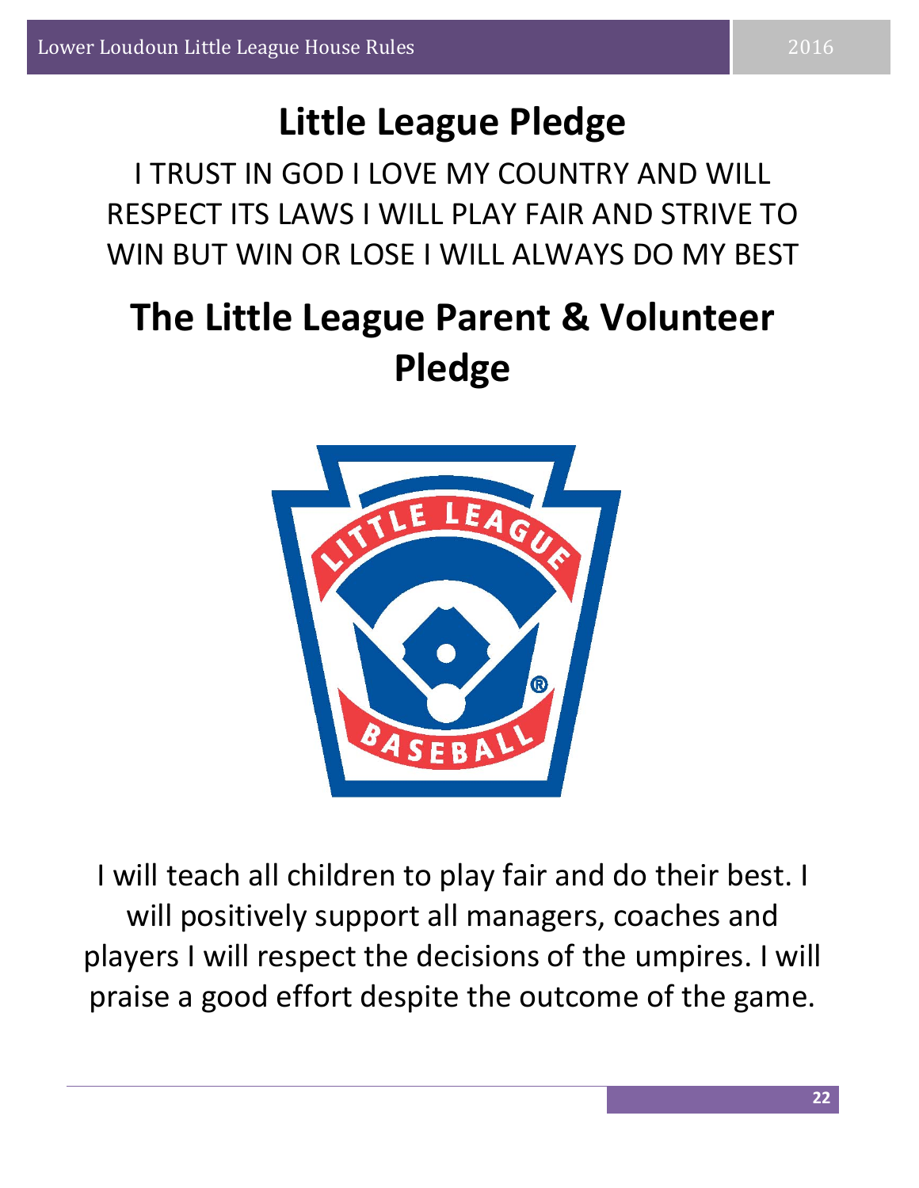# Little League Pledge

I TRUST IN GOD I LOVE MY COUNTRY AND WILL RESPECT ITS LAWS I WILL PLAY FAIR AND STRIVE TO WIN BUT WIN OR LOSE I WILL ALWAYS DO MY BEST

# The Little League Parent & Volunteer Pledge

LITTLE LEAGUE

BASEBALL

®

I will teach all children to play fair and do their best. I will positively support all managers, coaches and players I will respect the decisions of the umpires. I will praise a good effort despite the outcome of the game.